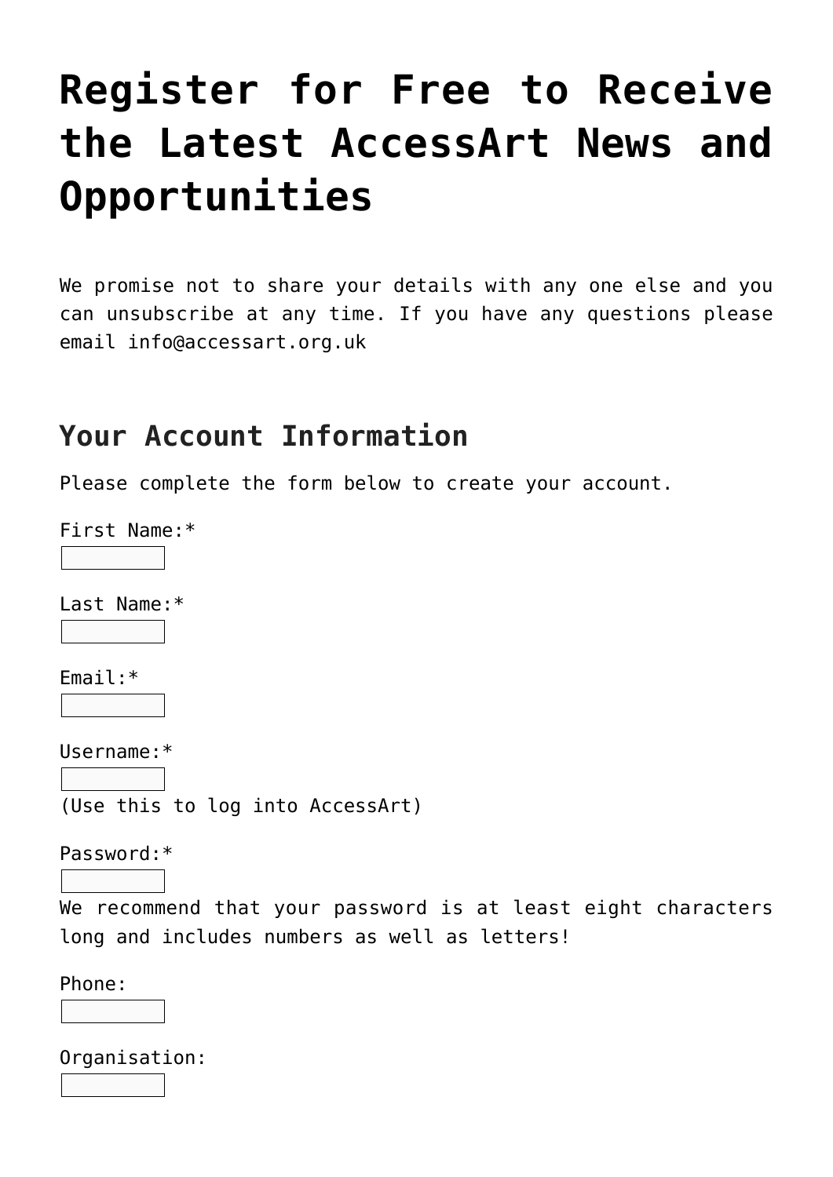# Register for Free to Receive the Latest AccessArt News and Opportunities

We promise not to share your details with any one else and you can unsubscribe at any time. If you have any questions please email info@accessart.org.uk

## Your Account Information

Please complete the form below to create your account.

First Name:*

Last Name:*

Email:*

Username:*

(Use this to log into AccessArt)

Password:*

We recommend that your password is at least eight characters long and includes numbers as well as letters!

Phone:

Organisation: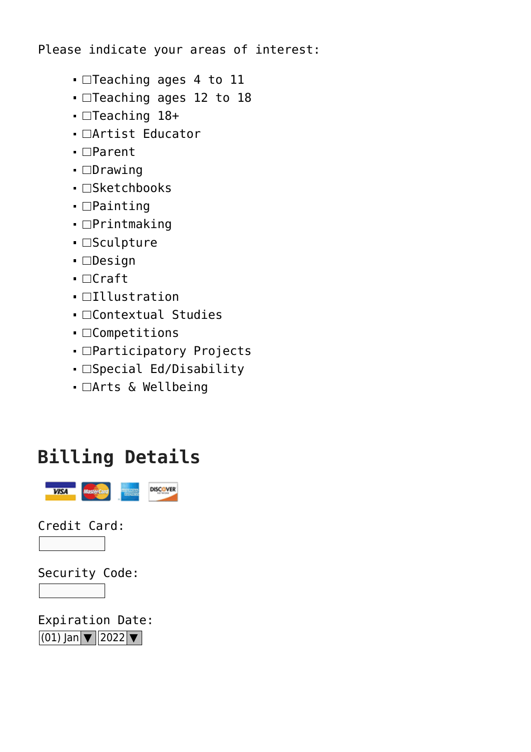Please indicate your areas of interest:

- ☐Teaching ages 4 to 11
- ☐Teaching ages 12 to 18
- ☐Teaching 18+
- ☐Artist Educator
- ☐Parent
- ☐Drawing
- ☐Sketchbooks
- ☐Painting
- ☐Printmaking
- ☐Sculpture
- ☐Design
- ☐Craft
- ☐Illustration
- ☐Contextual Studies
- ☐Competitions
- ☐Participatory Projects
- ☐Special Ed/Disability
- ☐Arts & Wellbeing

## Billing Details

Credit Card:

Security Code:

Expiration Date:
(01) Jan ▼ 2022 ▼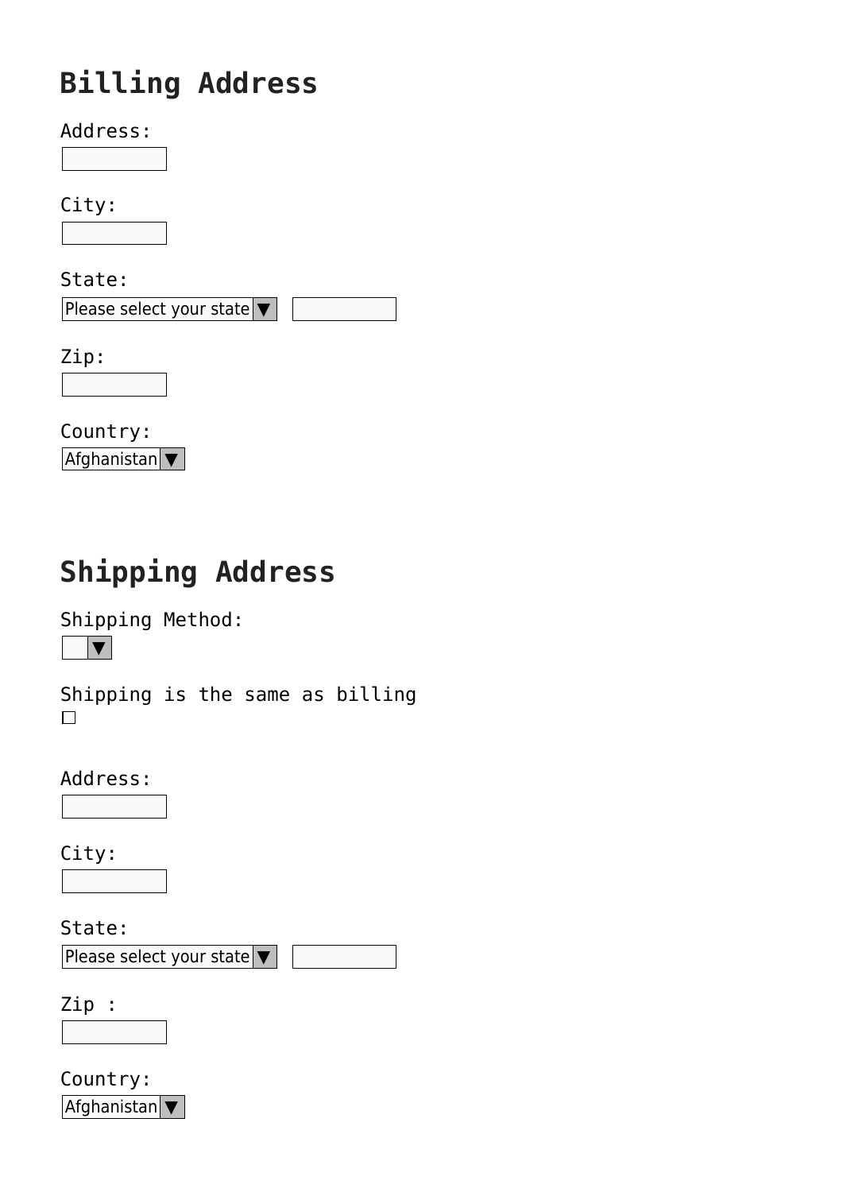## Billing Address

Address:

City:

State:

Please select your state

Zip:

Country:

Afghanistan

## Shipping Address

Shipping Method:

Shipping is the same as billing

Address:

City:

State:

Please select your state

Zip :

Country:

Afghanistan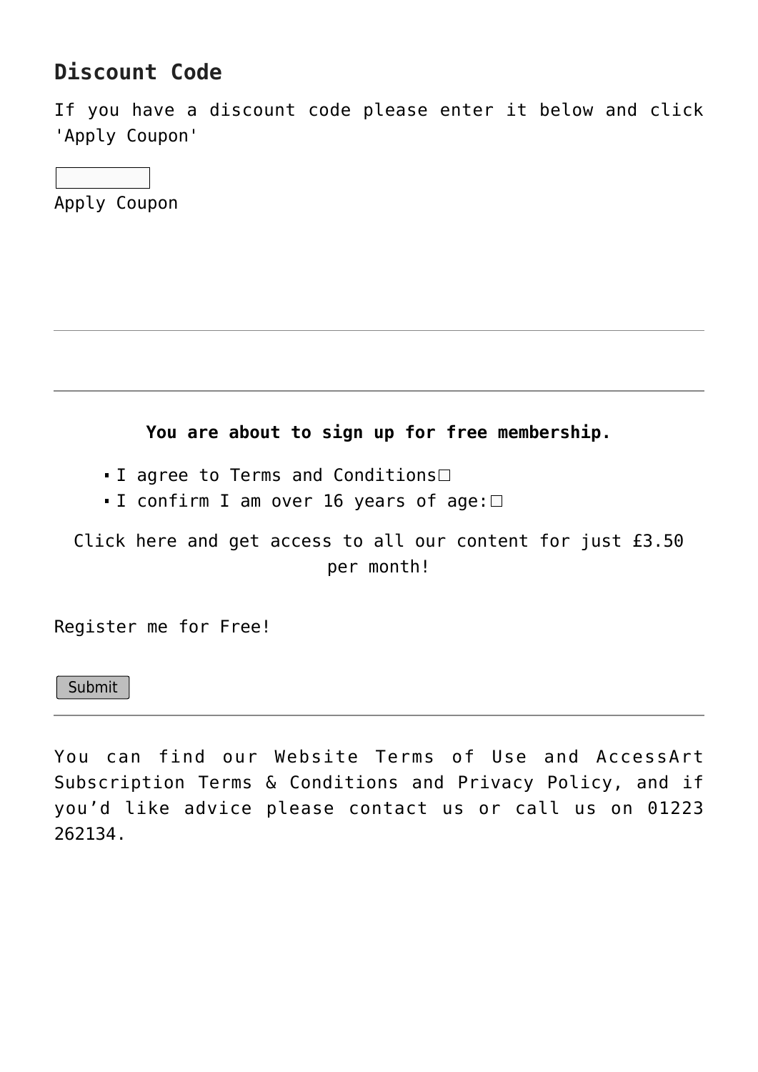## Discount Code

If you have a discount code please enter it below and click 'Apply Coupon'

Apply Coupon

---

---

**You are about to sign up for free membership.**

- I agree to Terms and Conditions
- I confirm I am over 16 years of age:

Click here and get access to all our content for just £3.50 per month!

Register me for Free!

Submit

---

You can find our Website Terms of Use and AccessArt Subscription Terms & Conditions and Privacy Policy, and if you'd like advice please contact us or call us on 01223 262134.